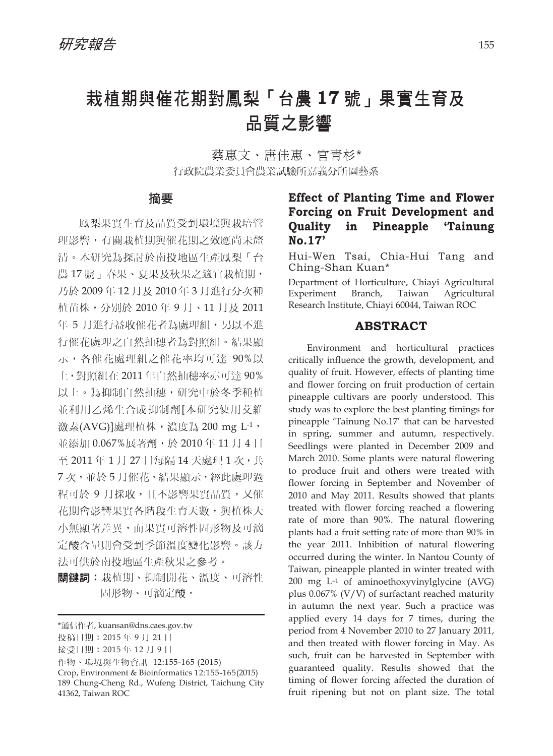研究報告

# 栽植期與催花期對鳳梨「台農 17 號」果實生育及品質之影響

蔡惠文、唐佳惠、官青杉*

行政院農業委員會農業試驗所嘉義分所園藝系

## 摘要

鳳梨果實生育及品質受到環境與栽培管理影響，有關栽植期與催花期之效應尚未釐清。本研究為探討於南投地區生產鳳梨「台農 17 號」春果、夏果及秋果之適宜栽植期，乃於 2009 年 12 月及 2010 年 3 月進行分次種植苗株，分別於 2010 年 9 月、11 月及 2011 年 5 月進行益收催花者為處理組，另以不進行催花處理之自然抽穗者為對照組。結果顯示，各催花處理組之催花率均可達 90%以上，對照組在 2011 年自然抽穗率亦可達 90%以上。為抑制自然抽穗，研究中於冬季種植並利用乙烯生合成抑制劑[本研究使用艾維激素(AVG)]處理植株，濃度為 200 mg $L^{-1}$，並添加 0.067%展著劑，於 2010 年 11 月 4 日至 2011 年 1 月 27 日每隔 14 天處理 1 次，共 7 次，並於 5 月催花。結果顯示，經此處理過程可於 9 月採收，且不影響果實品質，又催花期會影響果實各階段生育天數，與植株大小無顯著差異，而果實可溶性固形物及可滴定酸含量則會受到季節溫度變化影響。該方法可供於南投地區生產秋果之參考。

**關鍵詞：** 栽植期、抑制開花、溫度、可溶性固形物、可滴定酸。

---

*通信作者, kuansan@dns.caes.gov.tw

投稿日期：2015 年 9 月 21 日

接受日期：2015 年 12 月 9 日

作物、環境與生物資訊 12:155-165 (2015)

Crop, Environment & Bioinformatics 12:155-165(2015)

189 Chung-Cheng Rd., Wufeng District, Taichung City 41362, Taiwan ROC

## Effect of Planting Time and Flower Forcing on Fruit Development and Quality in Pineapple 'Tainung No.17'

Hui-Wen Tsai, Chia-Hui Tang and Ching-Shan Kuan*

Department of Horticulture, Chiayi Agricultural Experiment Branch, Taiwan Agricultural Research Institute, Chiayi 60044, Taiwan ROC

## ABSTRACT

Environment and horticultural practices critically influence the growth, development, and quality of fruit. However, effects of planting time and flower forcing on fruit production of certain pineapple cultivars are poorly understood. This study was to explore the best planting timings for pineapple 'Tainung No.17' that can be harvested in spring, summer and autumn, respectively. Seedlings were planted in December 2009 and March 2010. Some plants were natural flowering to produce fruit and others were treated with flower forcing in September and November of 2010 and May 2011. Results showed that plants treated with flower forcing reached a flowering rate of more than 90%. The natural flowering plants had a fruit setting rate of more than 90% in the year 2011. Inhibition of natural flowering occurred during the winter. In Nantou County of Taiwan, pineapple planted in winter treated with 200 mg $L^{-1}$ of aminoethoxyvinylglycine (AVG) plus 0.067% (V/V) of surfactant reached maturity in autumn the next year. Such a practice was applied every 14 days for 7 times, during the period from 4 November 2010 to 27 January 2011, and then treated with flower forcing in May. As such, fruit can be harvested in September with guaranteed quality. Results showed that the timing of flower forcing affected the duration of fruit ripening but not on plant size. The total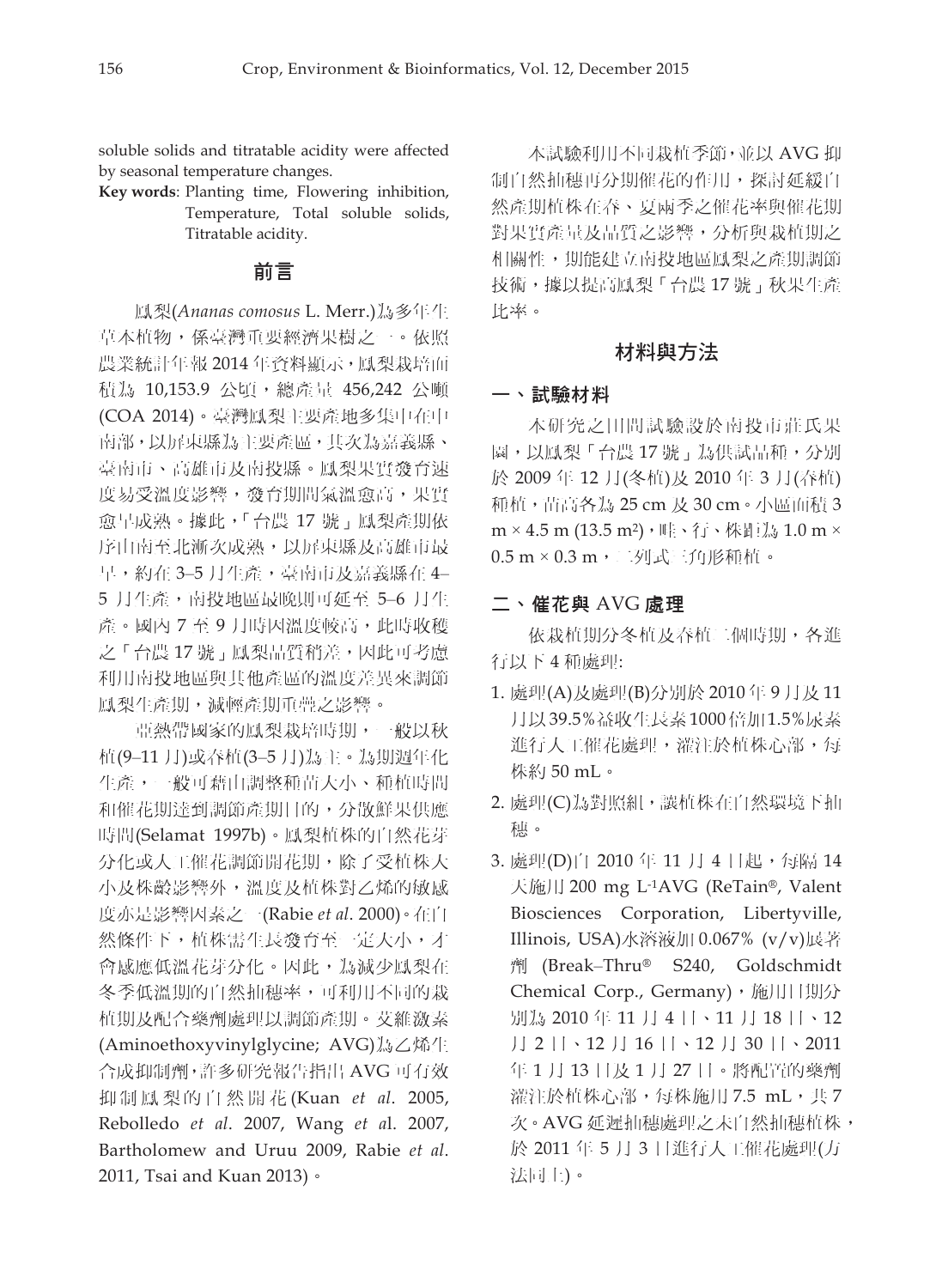soluble solids and titratable acidity were affected by seasonal temperature changes.

**Key words**: Planting time, Flowering inhibition, Temperature, Total soluble solids, Titratable acidity.

## 前言

鳳梨(*Ananas comosus* L. Merr.)為多年生草本植物，係臺灣重要經濟果樹之一。依照農業統計年報 2014 年資料顯示，鳳梨栽培面積為 10,153.9 公頃，總產量 456,242 公噸 (COA 2014)。臺灣鳳梨主要產地多集中在中南部，以屏東縣為主要產區，其次為嘉義縣、臺南市、高雄市及南投縣。鳳梨果實發育速度易受溫度影響，發育期間氣溫愈高，果實愈早成熟。據此，「台農 17 號」鳳梨產期依序由南至北漸次成熟，以屏東縣及高雄市最早，約在 3–5 月生產，臺南市及嘉義縣在 4–5 月生產，南投地區最晚則可延至 5–6 月生產。國內 7 至 9 月時因溫度較高，此時收穫之「台農 17 號」鳳梨品質稍差，因此可考慮利用南投地區與其他產區的溫度差異來調節鳳梨生產期，減輕產期重疊之影響。

亞熱帶國家的鳳梨栽培時期，一般以秋植(9–11 月)或春植(3–5 月)為主。為期週年化生產，一般可藉由調整種苗大小、種植時間和催花期達到調節產期目的，分散鮮果供應時間(Selamat 1997b)。鳳梨植株的自然花芽分化或人工催花調節開花期，除了受植株大小及株齡影響外，溫度及植株對乙烯的敏感度亦是影響因素之一(Rabie *et al*. 2000)。在自然條件下，植株需生長發育至一定大小，才會感應低溫花芽分化。因此，為減少鳳梨在冬季低溫期的自然抽穗率，可利用不同的栽植期及配合藥劑處理以調節產期。艾維激素(Aminoethoxyvinylglycine; AVG)為乙烯生合成抑制劑，許多研究報告指出 AVG 可有效抑制鳳梨的自然開花(Kuan *et al*. 2005, Rebolledo *et al*. 2007, Wang *et a*l. 2007, Bartholomew and Uruu 2009, Rabie *et al*. 2011, Tsai and Kuan 2013)。

本試驗利用不同栽植季節，並以 AVG 抑制自然抽穗再分期催花的作用，探討延緩自然產期植株在春、夏兩季之催花率與催花期對果實產量及品質之影響，分析與栽植期之相關性，期能建立南投地區鳳梨之產期調節技術，據以提高鳳梨「台農 17 號」秋果生產比率。

## 材料與方法

### 一、試驗材料

本研究之田間試驗設於南投市莊氏果園，以鳳梨「台農 17 號」為供試品種，分別於 2009 年 12 月(冬植)及 2010 年 3 月(春植)種植，苗高各為 25 cm 及 30 cm。小區面積 3 m × 4.5 m (13.5 m²)，畦、行、株距為 1.0 m × 0.5 m × 0.3 m，二列式三角形種植。

### 二、催花與 AVG 處理

依栽植期分冬植及春植二個時期，各進行以下 4 種處理:

1. 處理(A)及處理(B)分別於 2010 年 9 月及 11 月以 39.5%益收生長素 1000 倍加 1.5%尿素進行人工催花處理，灌注於植株心部，每株約 50 mL。
2. 處理(C)為對照組，讓植株在自然環境下抽穗。
3. 處理(D)自 2010 年 11 月 4 日起，每隔 14 天施用 200 mg $L^{-1}$AVG (ReTain®, Valent Biosciences Corporation, Libertyville, Illinois, USA)水溶液加 0.067% (v/v)展著劑 (Break–Thru® S240, Goldschmidt Chemical Corp., Germany)，施用日期分別為 2010 年 11 月 4 日、11 月 18 日、12 月 2 日、12 月 16 日、12 月 30 日、2011 年 1 月 13 日及 1 月 27 日。將配置的藥劑灌注於植株心部，每株施用 7.5 mL，共 7 次。AVG 延遲抽穗處理之未自然抽穗植株，於 2011 年 5 月 3 日進行人工催花處理(方法同上)。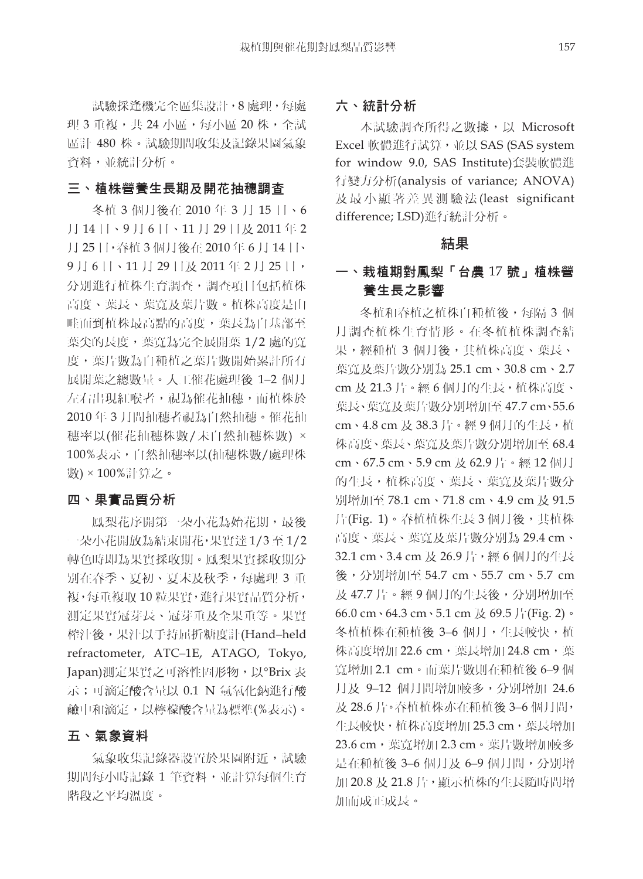試驗採逢機完全區集設計，8 處理，每處理 3 重複，共 24 小區，每小區 20 株，全試區計 480 株。試驗期間收集及記錄果園氣象資料，並統計分析。

## 三、植株營養生長期及開花抽穗調查

冬植 3 個月後在 2010 年 3 月 15 日、6 月 14 日、9 月 6 日、11 月 29 日及 2011 年 2 月 25 日，春植 3 個月後在 2010 年 6 月 14 日、9 月 6 日、11 月 29 日及 2011 年 2 月 25 日，分別進行植株生育調查，調查項目包括植株高度、葉長、葉寬及葉片數。植株高度是由畦面到植株最高點的高度，葉長為自基部至葉尖的長度，葉寬為完全展開葉 1/2 處的寬度，葉片數為自種植之葉片數開始累計所有展開葉之總數量。人工催花處理後 1–2 個月左右出現紅喉者，視為催花抽穗，而植株於 2010 年 3 月間抽穗者視為自然抽穗。催花抽穗率以(催花抽穗株數/未自然抽穗株數) × 100%表示，自然抽穗率以(抽穗株數/處理株數) × 100%計算之。

## 四、果實品質分析

鳳梨花序開第一朵小花為始花期，最後一朵小花開放為結束開花，果實達 1/3 至 1/2 轉色時即為果實採收期。鳳梨果實採收期分別在春季、夏初、夏末及秋季，每處理 3 重複，每重複取 10 粒果實，進行果實品質分析，測定果實冠芽長、冠芽重及全果重等。果實榨汁後，果汁以手持屈折糖度計(Hand–held refractometer, ATC–1E, ATAGO, Tokyo, Japan)測定果實之可溶性固形物，以°Brix 表示；可滴定酸含量以 0.1 N 氫氧化鈉進行酸鹼中和滴定，以檸檬酸含量為標準(%表示)。

## 五、氣象資料

氣象收集記錄器設置於果園附近，試驗期間每小時記錄 1 筆資料，並計算每個生育階段之平均溫度。

## 六、統計分析

本試驗調查所得之數據，以 Microsoft Excel 軟體進行試算，並以 SAS (SAS system for window 9.0, SAS Institute)套裝軟體進行變方分析(analysis of variance; ANOVA)及最小顯著差異測驗法(least significant difference; LSD)進行統計分析。

# 結果

## 一、栽植期對鳳梨「台農 17 號」植株營養生長之影響

冬植和春植之植株自種植後，每隔 3 個月調查植株生育情形。在冬植植株調查結果，經種植 3 個月後，其植株高度、葉長、葉寬及葉片數分別為 25.1 cm、30.8 cm、2.7 cm 及 21.3 片。經 6 個月的生長，植株高度、葉長、葉寬及葉片數分別增加至 47.7 cm、55.6 cm、4.8 cm 及 38.3 片。經 9 個月的生長，植株高度、葉長、葉寬及葉片數分別增加至 68.4 cm、67.5 cm、5.9 cm 及 62.9 片。經 12 個月的生長，植株高度、葉長、葉寬及葉片數分別增加至 78.1 cm、71.8 cm、4.9 cm 及 91.5 片(Fig. 1)。春植植株生長 3 個月後，其植株高度、葉長、葉寬及葉片數分別為 29.4 cm、32.1 cm、3.4 cm 及 26.9 片，經 6 個月的生長後，分別增加至 54.7 cm、55.7 cm、5.7 cm 及 47.7 片。經 9 個月的生長後，分別增加至 66.0 cm、64.3 cm、5.1 cm 及 69.5 片(Fig. 2)。冬植植株在種植後 3–6 個月，生長較快，植株高度增加 22.6 cm，葉長增加 24.8 cm，葉寬增加 2.1 cm。而葉片數則在種植後 6–9 個月及 9–12 個月間增加較多，分別增加 24.6 及 28.6 片。春植植株亦在種植後 3–6 個月間，生長較快，植株高度增加 25.3 cm，葉長增加 23.6 cm，葉寬增加 2.3 cm。葉片數增加較多是在種植後 3–6 個月及 6–9 個月間，分別增加 20.8 及 21.8 片，顯示植株的生長隨時間增加而成正成長。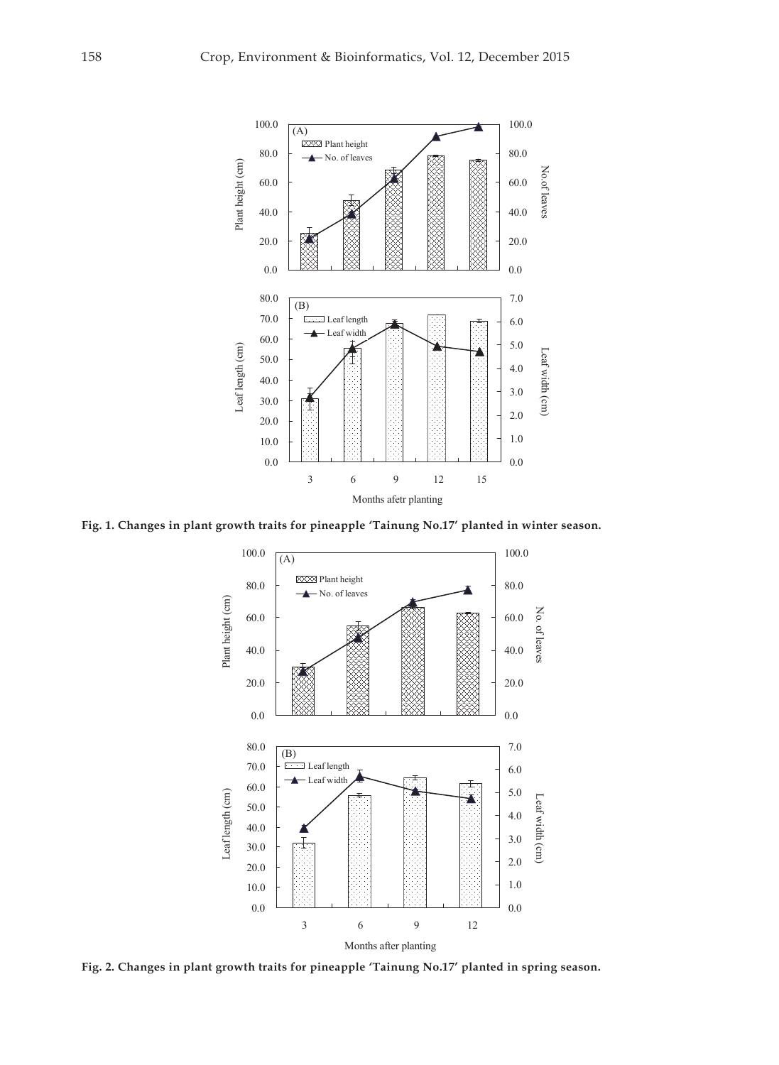Fig. 1. Changes in plant growth traits for pineapple 'Tainung No.17' planted in winter season.

Fig. 2. Changes in plant growth traits for pineapple 'Tainung No.17' planted in spring season.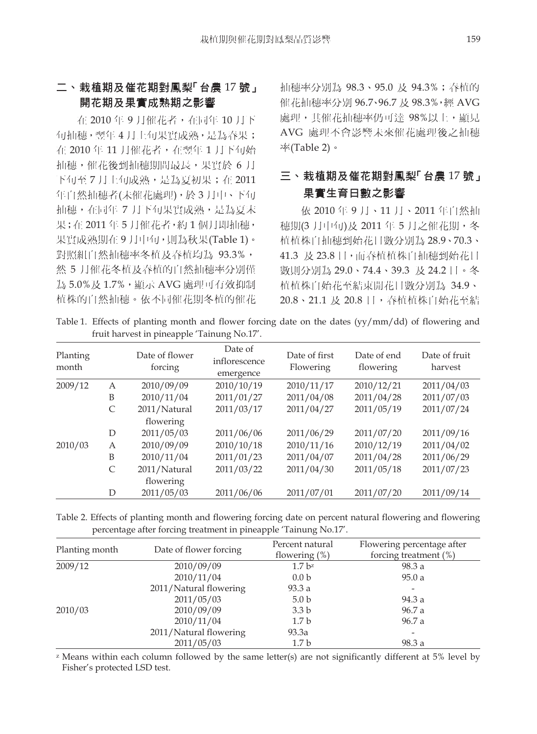## 二、栽植期及催花期對鳳梨「台農 17 號」開花期及果實成熟期之影響

在 2010 年 9 月催花者，在同年 10 月下旬抽穗，翌年 4 月上旬果實成熟，是為春果；在 2010 年 11 月催花者，在翌年 1 月下旬始抽穗，催花後到抽穗期間最長，果實於 6 月下旬至 7 月上旬成熟，是為夏初果；在 2011 年自然抽穗者(未催花處理)，於 3 月中、下旬抽穗，在同年 7 月下旬果實成熟，是為夏末果；在 2011 年 5 月催花者，約 1 個月即抽穗，果實成熟期在 9 月中旬，則為秋果(Table 1)。對照組自然抽穗率冬植及春植均為 93.3%，然 5 月催花冬植及春植的自然抽穗率分別僅為 5.0%及 1.7%，顯示 AVG 處理可有效抑制植株的自然抽穗。依不同催花期冬植的催花抽穗率分別為 98.3、95.0 及 94.3%；春植的催花抽穗率分別 96.7、96.7 及 98.3%，經 AVG 處理，其催花抽穗率仍可達 98%以上，顯見 AVG 處理不會影響未來催花處理後之抽穗率(Table 2)。

## 三、栽植期及催花期對鳳梨「台農 17 號」果實生育日數之影響

依 2010 年 9 月、11 月、2011 年自然抽穗期(3 月中旬)及 2011 年 5 月之催花期，冬植植株自抽穗到始花日數分別為 28.9、70.3、41.3 及 23.8 日，而春植植株自抽穗到始花日數則分別為 29.0、74.4、39.3 及 24.2 日。冬植植株自始花至結束開花日數分別為 34.9、20.8、21.1 及 20.8 日，春植植株自始花至結

Table 1. Effects of planting month and flower forcing date on the dates (yy/mm/dd) of flowering and fruit harvest in pineapple 'Tainung No.17'.

| Planting month | | Date of flower forcing | Date of inflorescence emergence | Date of first Flowering | Date of end flowering | Date of fruit harvest |
|---|---|---|---|---|---|---|
| 2009/12 | A | 2010/09/09 | 2010/10/19 | 2010/11/17 | 2010/12/21 | 2011/04/03 |
| | B | 2010/11/04 | 2011/01/27 | 2011/04/08 | 2011/04/28 | 2011/07/03 |
| | C | 2011/Natural flowering | 2011/03/17 | 2011/04/27 | 2011/05/19 | 2011/07/24 |
| | D | 2011/05/03 | 2011/06/06 | 2011/06/29 | 2011/07/20 | 2011/09/16 |
| 2010/03 | A | 2010/09/09 | 2010/10/18 | 2010/11/16 | 2010/12/19 | 2011/04/02 |
| | B | 2010/11/04 | 2011/01/23 | 2011/04/07 | 2011/04/28 | 2011/06/29 |
| | C | 2011/Natural flowering | 2011/03/22 | 2011/04/30 | 2011/05/18 | 2011/07/23 |
| | D | 2011/05/03 | 2011/06/06 | 2011/07/01 | 2011/07/20 | 2011/09/14 |

Table 2. Effects of planting month and flowering forcing date on percent natural flowering and flowering percentage after forcing treatment in pineapple 'Tainung No.17'.

| Planting month | Date of flower forcing | Percent natural flowering (%) | Flowering percentage after forcing treatment (%) |
|---|---|---|---|
| 2009/12 | 2010/09/09 | 1.7 b[z] | 98.3 a |
| | 2010/11/04 | 0.0 b | 95.0 a |
| | 2011/Natural flowering | 93.3 a | - |
| | 2011/05/03 | 5.0 b | 94.3 a |
| 2010/03 | 2010/09/09 | 3.3 b | 96.7 a |
| | 2010/11/04 | 1.7 b | 96.7 a |
| | 2011/Natural flowering | 93.3a | - |
| | 2011/05/03 | 1.7 b | 98.3 a |

[z] Means within each column followed by the same letter(s) are not significantly different at 5% level by Fisher's protected LSD test.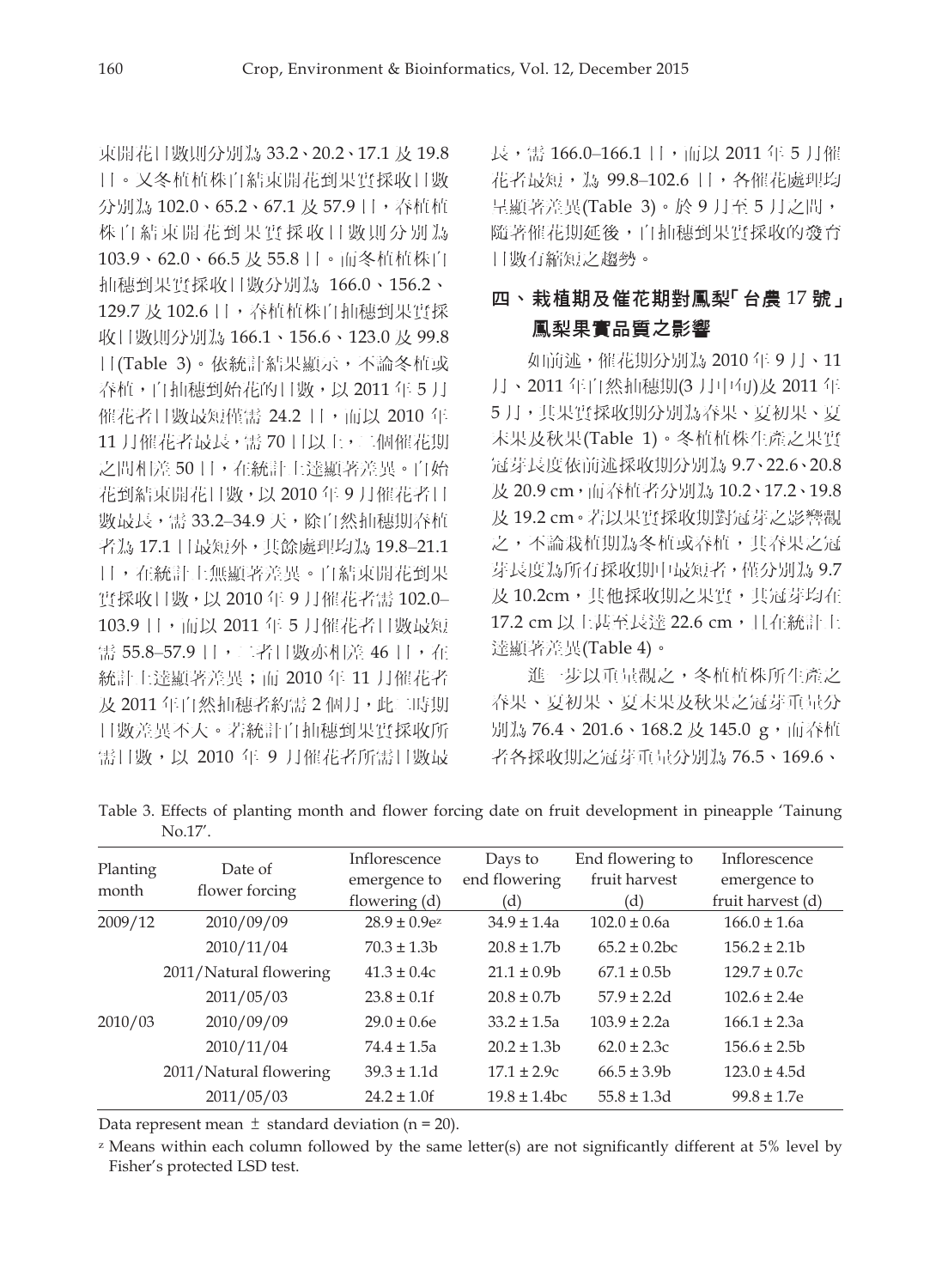束開花日數則分別為 33.2、20.2、17.1 及 19.8 日。又冬植植株自結束開花到果實採收日數分別為 102.0、65.2、67.1 及 57.9 日，春植植株自結束開花到果實採收日數則分別為 103.9、62.0、66.5 及 55.8 日。而冬植植株自抽穗到果實採收日數分別為 166.0、156.2、129.7 及 102.6 日，春植植株自抽穗到果實採收日數則分別為 166.1、156.6、123.0 及 99.8 日(Table 3)。依統計結果顯示，不論冬植或春植，自抽穗到始花的日數，以 2011 年 5 月催花者日數最短僅需 24.2 日，而以 2010 年 11 月催花者最長，需 70 日以上，二個催花期之間相差 50 日，在統計上達顯著差異。自始花到結束開花日數，以 2010 年 9 月催花者日數最長，需 33.2–34.9 天，除自然抽穗期春植者為 17.1 日最短外，其餘處理均為 19.8–21.1 日，在統計上無顯著差異。自結束開花到果實採收日數，以 2010 年 9 月催花者需 102.0–103.9 日，而以 2011 年 5 月催花者日數最短需 55.8–57.9 日，二者日數亦相差 46 日，在統計上達顯著差異；而 2010 年 11 月催花者及 2011 年自然抽穗者約需 2 個月，此二時期日數差異不大。若統計自抽穗到果實採收所需日數，以 2010 年 9 月催花者所需日數最長，需 166.0–166.1 日，而以 2011 年 5 月催花者最短，為 99.8–102.6 日，各催花處理均呈顯著差異(Table 3)。於 9 月至 5 月之間，隨著催花期延後，自抽穗到果實採收的發育日數有縮短之趨勢。

## 四、栽植期及催花期對鳳梨「台農 17 號」鳳梨果實品質之影響

如前述，催花期分別為 2010 年 9 月、11 月、2011 年自然抽穗期(3 月中旬)及 2011 年 5 月，其果實採收期分別為春果、夏初果、夏末果及秋果(Table 1)。冬植植株生產之果實冠芽長度依前述採收期分別為 9.7、22.6、20.8 及 20.9 cm，而春植者分別為 10.2、17.2、19.8 及 19.2 cm。若以果實採收期對冠芽之影響觀之，不論栽植期為冬植或春植，其春果之冠芽長度為所有採收期中最短者，僅分別為 9.7 及 10.2cm，其他採收期之果實，其冠芽均在 17.2 cm 以上甚至長達 22.6 cm，且在統計上達顯著差異(Table 4)。

進一步以重量觀之，冬植植株所生產之春果、夏初果、夏末果及秋果之冠芽重量分別為 76.4、201.6、168.2 及 145.0 g，而春植者各採收期之冠芽重量分別為 76.5、169.6、

Table 3. Effects of planting month and flower forcing date on fruit development in pineapple 'Tainung No.17'.

| Planting month | Date of flower forcing | Inflorescence emergence to flowering (d) | Days to end flowering (d) | End flowering to fruit harvest (d) | Inflorescence emergence to fruit harvest (d) |
|---|---|---|---|---|---|
| 2009/12 | 2010/09/09 | 28.9 ± 0.9e[z] | 34.9 ± 1.4a | 102.0 ± 0.6a | 166.0 ± 1.6a |
| | 2010/11/04 | 70.3 ± 1.3b | 20.8 ± 1.7b | 65.2 ± 0.2bc | 156.2 ± 2.1b |
| | 2011/Natural flowering | 41.3 ± 0.4c | 21.1 ± 0.9b | 67.1 ± 0.5b | 129.7 ± 0.7c |
| | 2011/05/03 | 23.8 ± 0.1f | 20.8 ± 0.7b | 57.9 ± 2.2d | 102.6 ± 2.4e |
| 2010/03 | 2010/09/09 | 29.0 ± 0.6e | 33.2 ± 1.5a | 103.9 ± 2.2a | 166.1 ± 2.3a |
| | 2010/11/04 | 74.4 ± 1.5a | 20.2 ± 1.3b | 62.0 ± 2.3c | 156.6 ± 2.5b |
| | 2011/Natural flowering | 39.3 ± 1.1d | 17.1 ± 2.9c | 66.5 ± 3.9b | 123.0 ± 4.5d |
| | 2011/05/03 | 24.2 ± 1.0f | 19.8 ± 1.4bc | 55.8 ± 1.3d | 99.8 ± 1.7e |

Data represent mean ± standard deviation (n = 20).

[z] Means within each column followed by the same letter(s) are not significantly different at 5% level by Fisher's protected LSD test.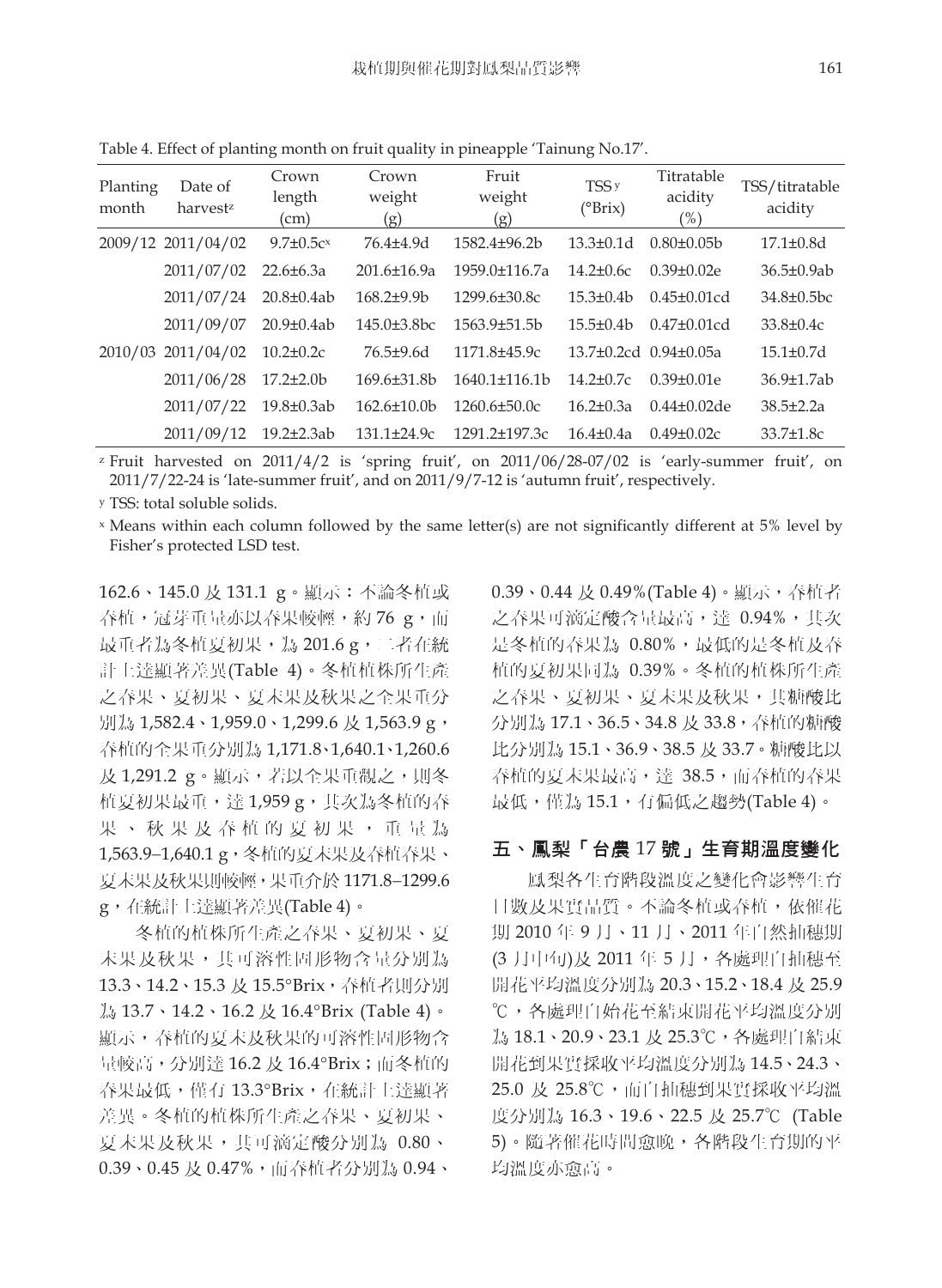Table 4. Effect of planting month on fruit quality in pineapple 'Tainung No.17'.

| Planting month | Date of harvest[z] | Crown length (cm) | Crown weight (g) | Fruit weight (g) | TSS[y] (°Brix) | Titratable acidity (%) | TSS/titratable acidity |
|---|---|---|---|---|---|---|---|
| 2009/12 | 2011/04/02 | 9.7±0.5c[x] | 76.4±4.9d | 1582.4±96.2b | 13.3±0.1d | 0.80±0.05b | 17.1±0.8d |
| | 2011/07/02 | 22.6±6.3a | 201.6±16.9a | 1959.0±116.7a | 14.2±0.6c | 0.39±0.02e | 36.5±0.9ab |
| | 2011/07/24 | 20.8±0.4ab | 168.2±9.9b | 1299.6±30.8c | 15.3±0.4b | 0.45±0.01cd | 34.8±0.5bc |
| | 2011/09/07 | 20.9±0.4ab | 145.0±3.8bc | 1563.9±51.5b | 15.5±0.4b | 0.47±0.01cd | 33.8±0.4c |
| 2010/03 | 2011/04/02 | 10.2±0.2c | 76.5±9.6d | 1171.8±45.9c | 13.7±0.2cd | 0.94±0.05a | 15.1±0.7d |
| | 2011/06/28 | 17.2±2.0b | 169.6±31.8b | 1640.1±116.1b | 14.2±0.7c | 0.39±0.01e | 36.9±1.7ab |
| | 2011/07/22 | 19.8±0.3ab | 162.6±10.0b | 1260.6±50.0c | 16.2±0.3a | 0.44±0.02de | 38.5±2.2a |
| | 2011/09/12 | 19.2±2.3ab | 131.1±24.9c | 1291.2±197.3c | 16.4±0.4a | 0.49±0.02c | 33.7±1.8c |

[z] Fruit harvested on 2011/4/2 is 'spring fruit', on 2011/06/28-07/02 is 'early-summer fruit', on 2011/7/22-24 is 'late-summer fruit', and on 2011/9/7-12 is 'autumn fruit', respectively.

[y] TSS: total soluble solids.

[x] Means within each column followed by the same letter(s) are not significantly different at 5% level by Fisher's protected LSD test.

162.6、145.0 及 131.1 g。顯示：不論冬植或春植，冠芽重量亦以春果較輕，約 76 g，而最重者為冬植夏初果，為 201.6 g，二者在統計上達顯著差異(Table 4)。冬植植株所生產之春果、夏初果、夏末果及秋果之全果重分別為 1,582.4、1,959.0、1,299.6 及 1,563.9 g，春植的全果重分別為 1,171.8、1,640.1、1,260.6 及 1,291.2 g。顯示，若以全果重觀之，則冬植夏初果最重，達 1,959 g，其次為冬植的春果、秋果及春植的夏初果，重量為 1,563.9–1,640.1 g，冬植的夏末果及春植春果、夏末果及秋果則較輕，果重介於 1171.8–1299.6 g，在統計上達顯著差異(Table 4)。

冬植的植株所生產之春果、夏初果、夏末果及秋果，其可溶性固形物含量分別為 13.3、14.2、15.3 及 15.5°Brix，春植者則分別為 13.7、14.2、16.2 及 16.4°Brix (Table 4)。顯示，春植的夏末及秋果的可溶性固形物含量較高，分別達 16.2 及 16.4°Brix；而冬植的春果最低，僅有 13.3°Brix，在統計上達顯著差異。冬植的植株所生產之春果、夏初果、夏末果及秋果，其可滴定酸分別為 0.80、0.39、0.45 及 0.47%，而春植者分別為 0.94、0.39、0.44 及 0.49%(Table 4)。顯示，春植者之春果可滴定酸含量最高，達 0.94%，其次是冬植的春果為 0.80%，最低的是冬植及春植的夏初果同為 0.39%。冬植的植株所生產之春果、夏初果、夏末果及秋果，其糖酸比分別為 17.1、36.5、34.8 及 33.8，春植的糖酸比分別為 15.1、36.9、38.5 及 33.7。糖酸比以春植的夏末果最高，達 38.5，而春植的春果最低，僅為 15.1，有偏低之趨勢(Table 4)。

## 五、鳳梨「台農 17 號」生育期溫度變化

鳳梨各生育階段溫度之變化會影響生育日數及果實品質。不論冬植或春植，依催花期 2010 年 9 月、11 月、2011 年自然抽穗期(3 月中旬)及 2011 年 5 月，各處理自抽穗至開花平均溫度分別為 20.3、15.2、18.4 及 25.9 ℃，各處理自始花至結束開花平均溫度分別為 18.1、20.9、23.1 及 25.3℃，各處理自結束開花到果實採收平均溫度分別為 14.5、24.3、25.0 及 25.8℃，而自抽穗到果實採收平均溫度分別為 16.3、19.6、22.5 及 25.7℃ (Table 5)。隨著催花時間愈晚，各階段生育期的平均溫度亦愈高。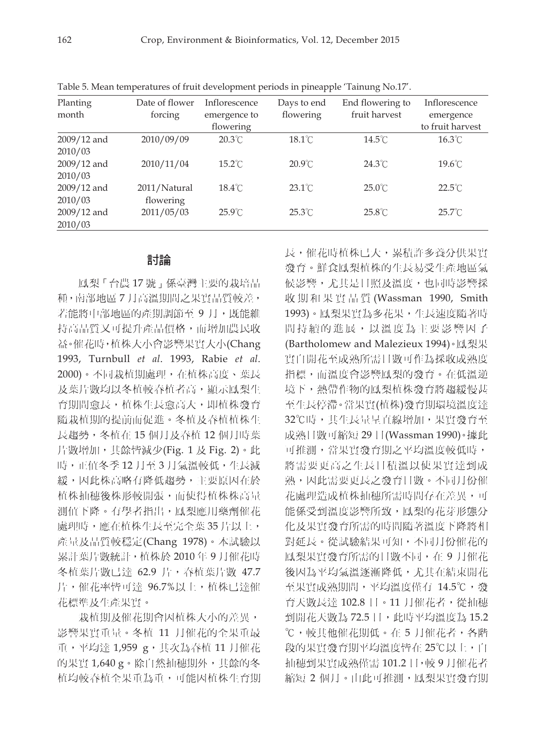Table 5. Mean temperatures of fruit development periods in pineapple 'Tainung No.17'.

| Planting month | Date of flower forcing | Inflorescence emergence to flowering | Days to end flowering | End flowering to fruit harvest | Inflorescence emergence to fruit harvest |
|---|---|---|---|---|---|
| 2009/12 and 2010/03 | 2010/09/09 | 20.3℃ | 18.1℃ | 14.5℃ | 16.3℃ |
| 2009/12 and 2010/03 | 2010/11/04 | 15.2℃ | 20.9℃ | 24.3℃ | 19.6℃ |
| 2009/12 and 2010/03 | 2011/Natural flowering | 18.4℃ | 23.1℃ | 25.0℃ | 22.5℃ |
| 2009/12 and 2010/03 | 2011/05/03 | 25.9℃ | 25.3℃ | 25.8℃ | 25.7℃ |

## 討論

鳳梨「台農 17 號」係臺灣主要的栽培品種，南部地區 7 月高溫期間之果實品質較差，若能將中部地區的產期調節至 9 月，既能維持高品質又可提升產品價格，而增加農民收益。催花時，植株大小會影響果實大小(Chang 1993, Turnbull *et al*. 1993, Rabie *et al*. 2000)。不同栽植期處理，在植株高度、葉長及葉片數均以冬植較春植者高，顯示鳳梨生育期間愈長，植株生長愈高大，即植株發育隨栽植期的提前而促進。冬植及春植植株生長趨勢，冬植在 15 個月及春植 12 個月時葉片數增加，其餘皆減少(Fig. 1 及 Fig. 2)。此時，正值冬季 12 月至 3 月氣溫較低，生長減緩，因此株高略有降低趨勢，主要原因在於植株抽穗後株形較開張，而使得植株株高量測值下降。有學者指出，鳳梨應用藥劑催花處理時，應在植株生長至完全葉 35 片以上，產量及品質較穩定(Chang 1978)。本試驗以累計葉片數統計，植株於 2010 年 9 月催花時冬植葉片數已達 62.9 片，春植葉片數 47.7 片，催花率皆可達 96.7%以上，植株已達催花標準及生產果實。

栽植期及催花期會因植株大小的差異，影響果實重量。冬植 11 月催花的全果重最重，平均達 1,959 g，其次為春植 11 月催花的果實 1,640 g。除自然抽穗期外，其餘的冬植均較春植全果重為重，可能因植株生育期長，催花時植株已大，累積許多養分供果實發育。鮮食鳳梨植株的生長易受生產地區氣候影響，尤其是日照及溫度，也同時影響採收期和果實品質 (Wassman 1990, Smith 1993)。鳳梨果實為多花果，生長速度隨著時間持續的進展，以溫度為主要影響因子(Bartholomew and Malezieux 1994)。鳳梨果實自開花至成熟所需日數可作為採收成熟度指標，而溫度會影響鳳梨的發育。在低溫逆境下，熱帶作物的鳳梨植株發育將趨緩慢甚至生長停滯。當果實(植株)發育期環境溫度達 32℃時，其生長量呈直線增加，果實發育至成熟日數可縮短 29 日(Wassman 1990)。據此可推測，當果實發育期之平均溫度較低時，將需要更高之生長日積溫以使果實達到成熟，因此需要更長之發育日數。不同月份催花處理造成植株抽穗所需時間存在差異，可能係受到溫度影響所致，鳳梨的花芽形態分化及果實發育所需的時間隨著溫度下降將相對延長。從試驗結果可知，不同月份催花的鳳梨果實發育所需的日數不同，在 9 月催花後因為平均氣溫逐漸降低，尤其在結束開花至果實成熟期間，平均溫度僅有 14.5℃，發育天數長達 102.8 日。11 月催花者，從抽穗到開花天數為 72.5 日，此時平均溫度為 15.2 ℃，較其他催花期低。在 5 月催花者，各階段的果實發育期平均溫度皆在 25℃以上，自抽穗到果實成熟僅需 101.2 日，較 9 月催花者縮短 2 個月。由此可推測，鳳梨果實發育期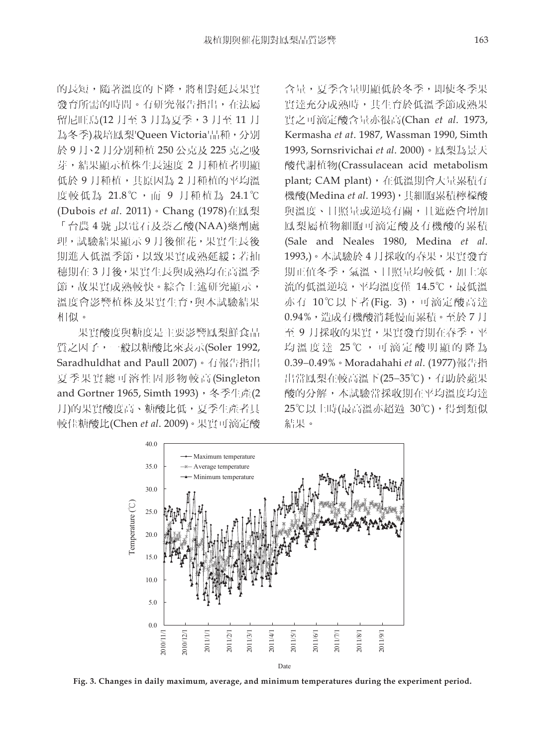的長短，隨著溫度的下降，將相對延長果實發育所需的時間。有研究報告指出，在法屬留尼旺島(12 月至 3 月為夏季，3 月至 11 月為冬季)栽培鳳梨'Queen Victoria'品種，分別於 9 月、2 月分別種植 250 公克及 225 克之吸芽，結果顯示植株生長速度 2 月種植者明顯低於 9 月種植，其原因為 2 月種植的平均溫度較低為 21.8℃，而 9 月種植為 24.1℃ (Dubois *et al*. 2011)。Chang (1978)在鳳梨「台農 4 號」以電石及萘乙酸(NAA)藥劑處理，試驗結果顯示 9 月後催花，果實生長後期進入低溫季節，以致果實成熟延緩；若抽穗期在 3 月後，果實生長與成熟均在高溫季節，故果實成熟較快。綜合上述研究顯示，溫度會影響植株及果實生育，與本試驗結果相似。

果實酸度與糖度是主要影響鳳梨鮮食品質之因子，一般以糖酸比來表示(Soler 1992, Saradhuldhat and Paull 2007)。有報告指出夏季果實總可溶性固形物較高(Singleton and Gortner 1965, Simth 1993)，冬季生產(2 月)的果實酸度高、糖酸比低，夏季生產者具較佳糖酸比(Chen *et al*. 2009)。果實可滴定酸含量，夏季含量明顯低於冬季，即使冬季果實達充分成熟時，其生育於低溫季節成熟果實之可滴定酸含量亦很高(Chan *et al*. 1973, Kermasha *et al*. 1987, Wassman 1990, Simth 1993, Sornsrivichai *et al*. 2000)。鳳梨為景天酸代謝植物(Crassulacean acid metabolism plant; CAM plant)，在低溫期會大量累積有機酸(Medina *et al*. 1993)，其細胞累積檸檬酸與溫度、日照量或逆境有關，且遮蔭會增加鳳梨屬植物細胞可滴定酸及有機酸的累積 (Sale and Neales 1980, Medina *et al*. 1993,)。本試驗於 4 月採收的春果，果實發育期正值冬季，氣溫、日照量均較低，加上寒流的低溫逆境，平均溫度僅 14.5℃，最低溫亦有 10℃以下者(Fig. 3)，可滴定酸高達 0.94%，造成有機酸消耗慢而累積。至於 7 月至 9 月採收的果實，果實發育期在春季，平均溫度達 25℃，可滴定酸明顯的降為 0.39–0.49%。Moradahahi *et al*. (1977)報告指出當鳳梨在較高溫下(25–35℃)，有助於蘋果酸的分解，本試驗當採收期在平均溫度均達 25℃以上時(最高溫亦超過 30℃)，得到類似結果。

**Fig. 3. Changes in daily maximum, average, and minimum temperatures during the experiment period.**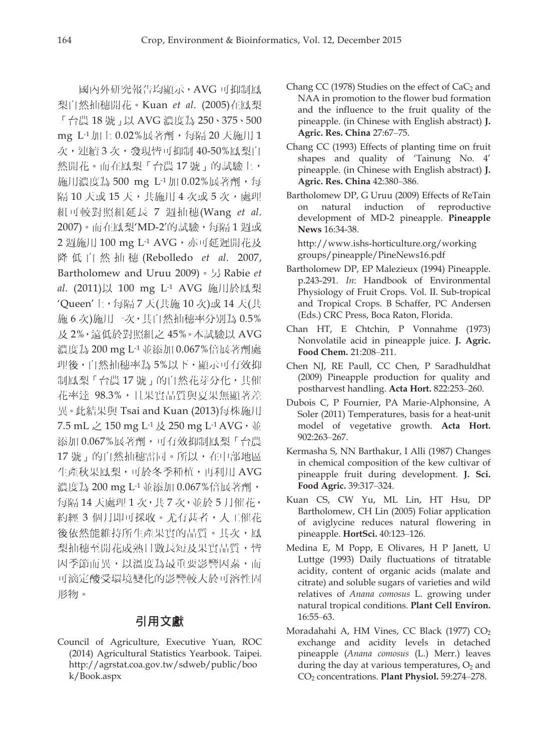國內外研究報告均顯示，AVG 可抑制鳳梨自然抽穗開花。Kuan *et al*. (2005)在鳳梨「台農 18 號」以 AVG 濃度為 250、375、500 mg $L^{-1}$ 加上 0.02%展著劑，每隔 20 天施用 1 次，連續 3 次，發現皆可抑制 40-50%鳳梨自然開花。而在鳳梨「台農 17 號」的試驗上，施用濃度為 500 mg $L^{-1}$ 加 0.02%展著劑，每隔 10 天或 15 天，共施用 4 次或 5 次，處理組可較對照組延長 7 週抽穗(Wang *et al*. 2007)。而在鳳梨'MD-2'的試驗，每隔 1 週或 2 週施用 100 mg $L^{-1}$ AVG，亦可延遲開花及降低自然抽穗(Rebolledo *et al*. 2007, Bartholomew and Uruu 2009)。另 Rabie *et al*. (2011)以 100 mg $L^{-1}$ AVG 施用於鳳梨'Queen'上，每隔 7 天(共施 10 次)或 14 天(共施 6 次)施用一次，其自然抽穗率分別為 0.5% 及 2%，遠低於對照組之 45%。本試驗以 AVG 濃度為 200 mg $L^{-1}$ 並添加 0.067%倍展著劑處理後，自然抽穗率為 5%以下，顯示可有效抑制鳳梨「台農 17 號」的自然花芽分化，其催花率達 98.3%，且果實品質與夏果無顯著差異。此結果與 Tsai and Kuan (2013)每株施用 7.5 mL 之 150 mg $L^{-1}$ 及 250 mg $L^{-1}$ AVG，並添加 0.067%展著劑，可有效抑制鳳梨「台農 17 號」的自然抽穗結果相同。所以，在中部地區生產秋果鳳梨，可於冬季種植，再利用 AVG 濃度為 200 mg $L^{-1}$ 並添加 0.067%倍展著劑，每隔 14 天處理 1 次，共 7 次，並於 5 月催花，約經 3 個月即可採收。尤有甚者，人工催花後依然能維持所生產果實的品質。其次，鳳梨抽穗至開花成熟日數長短及果實品質，皆因季節而異，以溫度為最重要影響因素，而可滴定酸受環境變化的影響較大於可溶性固形物。

## 引用文獻

Council of Agriculture, Executive Yuan, ROC (2014) Agricultural Statistics Yearbook. Taipei. http://agrstat.coa.gov.tw/sdweb/public/book/Book.aspx

Chang CC (1978) Studies on the effect of $CaC_2$ and NAA in promotion to the flower bud formation and the influence to the fruit quality of the pineapple. (in Chinese with English abstract) **J. Agric. Res. China** 27:67–75.

Chang CC (1993) Effects of planting time on fruit shapes and quality of 'Tainung No. 4' pineapple. (in Chinese with English abstract) **J. Agric. Res. China** 42:380–386.

Bartholomew DP, G Uruu (2009) Effects of ReTain on natural induction of reproductive development of MD-2 pineapple. **Pineapple News** 16:34-38. http://www.ishs-horticulture.org/working groups/pineapple/PineNews16.pdf

Bartholomew DP, EP Malezieux (1994) Pineapple. p.243-291. *In*: Handbook of Environmental Physiology of Fruit Crops. Vol. II. Sub-tropical and Tropical Crops. B Schaffer, PC Andersen (Eds.) CRC Press, Boca Raton, Florida.

Chan HT, E Chtchin, P Vonnahme (1973) Nonvolatile acid in pineapple juice. **J. Agric. Food Chem.** 21:208–211.

Chen NJ, RE Paull, CC Chen, P Saradhuldhat (2009) Pineapple production for quality and postharvest handling. **Acta Hort.** 822:253–260.

Dubois C, P Fournier, PA Marie-Alphonsine, A Soler (2011) Temperatures, basis for a heat-unit model of vegetative growth. **Acta Hort.** 902:263–267.

Kermasha S, NN Barthakur, I Alli (1987) Changes in chemical composition of the kew cultivar of pineapple fruit during development. **J. Sci. Food Agric.** 39:317–324.

Kuan CS, CW Yu, ML Lin, HT Hsu, DP Bartholomew, CH Lin (2005) Foliar application of aviglycine reduces natural flowering in pineapple. **HortSci.** 40:123–126.

Medina E, M Popp, E Olivares, H P Janett, U Luttge (1993) Daily fluctuations of titratable acidity, content of organic acids (malate and citrate) and soluble sugars of varieties and wild relatives of *Anana comosus* L. growing under natural tropical conditions. **Plant Cell Environ.** 16:55–63.

Moradahahi A, HM Vines, CC Black (1977) $CO_2$ exchange and acidity levels in detached pineapple (*Anana comosus* (L.) Merr.) leaves during the day at various temperatures, $O_2$ and $CO_2$ concentrations. **Plant Physiol.** 59:274–278.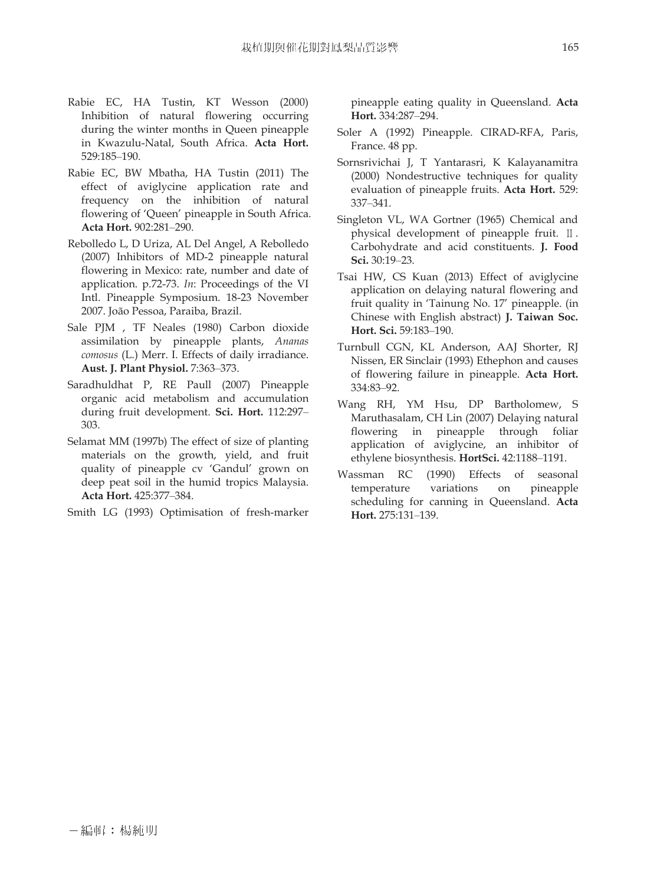Rabie EC, HA Tustin, KT Wesson (2000) Inhibition of natural flowering occurring during the winter months in Queen pineapple in Kwazulu-Natal, South Africa. **Acta Hort.** 529:185–190.

Rabie EC, BW Mbatha, HA Tustin (2011) The effect of aviglycine application rate and frequency on the inhibition of natural flowering of 'Queen' pineapple in South Africa. **Acta Hort.** 902:281–290.

Rebolledo L, D Uriza, AL Del Angel, A Rebolledo (2007) Inhibitors of MD-2 pineapple natural flowering in Mexico: rate, number and date of application. p.72-73. *In*: Proceedings of the VI Intl. Pineapple Symposium. 18-23 November 2007. João Pessoa, Paraiba, Brazil.

Sale PJM , TF Neales (1980) Carbon dioxide assimilation by pineapple plants, *Ananas comosus* (L.) Merr. I. Effects of daily irradiance. **Aust. J. Plant Physiol.** 7:363–373.

Saradhuldhat P, RE Paull (2007) Pineapple organic acid metabolism and accumulation during fruit development. **Sci. Hort.** 112:297–303.

Selamat MM (1997b) The effect of size of planting materials on the growth, yield, and fruit quality of pineapple cv 'Gandul' grown on deep peat soil in the humid tropics Malaysia. **Acta Hort.** 425:377–384.

Smith LG (1993) Optimisation of fresh-marker pineapple eating quality in Queensland. **Acta Hort.** 334:287–294.

Soler A (1992) Pineapple. CIRAD-RFA, Paris, France. 48 pp.

Sornsrivichai J, T Yantarasri, K Kalayanamitra (2000) Nondestructive techniques for quality evaluation of pineapple fruits. **Acta Hort.** 529: 337–341.

Singleton VL, WA Gortner (1965) Chemical and physical development of pineapple fruit. Ⅱ. Carbohydrate and acid constituents. **J. Food Sci.** 30:19–23.

Tsai HW, CS Kuan (2013) Effect of aviglycine application on delaying natural flowering and fruit quality in 'Tainung No. 17' pineapple. (in Chinese with English abstract) **J. Taiwan Soc. Hort. Sci.** 59:183–190.

Turnbull CGN, KL Anderson, AAJ Shorter, RJ Nissen, ER Sinclair (1993) Ethephon and causes of flowering failure in pineapple. **Acta Hort.** 334:83–92.

Wang RH, YM Hsu, DP Bartholomew, S Maruthasalam, CH Lin (2007) Delaying natural flowering in pineapple through foliar application of aviglycine, an inhibitor of ethylene biosynthesis. **HortSci.** 42:1188–1191.

Wassman RC (1990) Effects of seasonal temperature variations on pineapple scheduling for canning in Queensland. **Acta Hort.** 275:131–139.

－編輯：楊純明